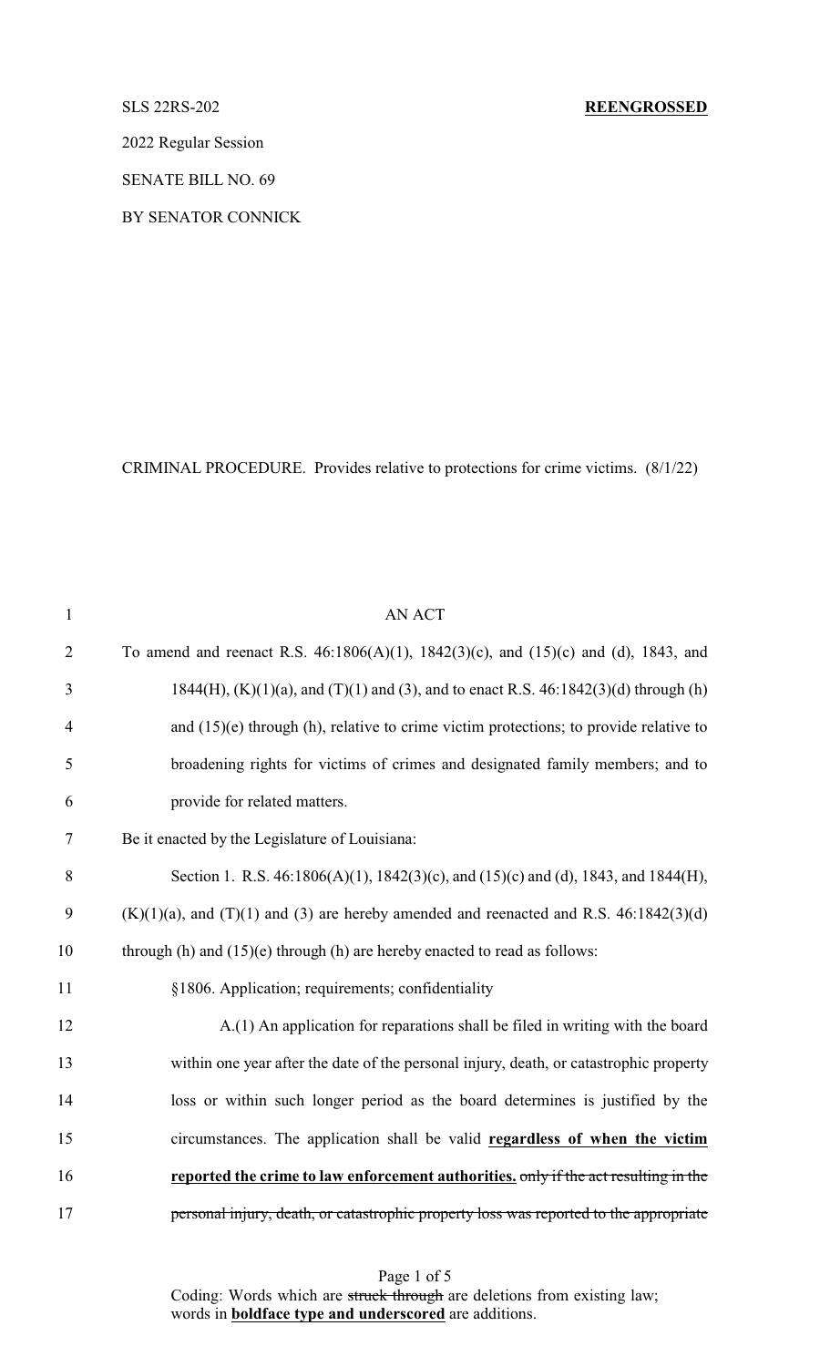SLS 22RS-202 **REENGROSSED**

2022 Regular Session

SENATE BILL NO. 69

BY SENATOR CONNICK

CRIMINAL PROCEDURE. Provides relative to protections for crime victims. (8/1/22)

AN ACT

To amend and reenact R.S. 46:1806(A)(1), 1842(3)(c), and (15)(c) and (d), 1843, and 1844(H), (K)(1)(a), and (T)(1) and (3), and to enact R.S. 46:1842(3)(d) through (h) and (15)(e) through (h), relative to crime victim protections; to provide relative to broadening rights for victims of crimes and designated family members; and to provide for related matters.

Be it enacted by the Legislature of Louisiana:

Section 1. R.S. 46:1806(A)(1), 1842(3)(c), and (15)(c) and (d), 1843, and 1844(H), (K)(1)(a), and (T)(1) and (3) are hereby amended and reenacted and R.S. 46:1842(3)(d) through (h) and (15)(e) through (h) are hereby enacted to read as follows:

§1806. Application; requirements; confidentiality

A.(1) An application for reparations shall be filed in writing with the board within one year after the date of the personal injury, death, or catastrophic property loss or within such longer period as the board determines is justified by the circumstances. The application shall be valid **regardless of when the victim reported the crime to law enforcement authorities.** ~~only if the act resulting in the personal injury, death, or catastrophic property loss was reported to the appropriate~~

Coding: Words which are ~~struck through~~ are deletions from existing law; words in **boldface type and underscored** are additions.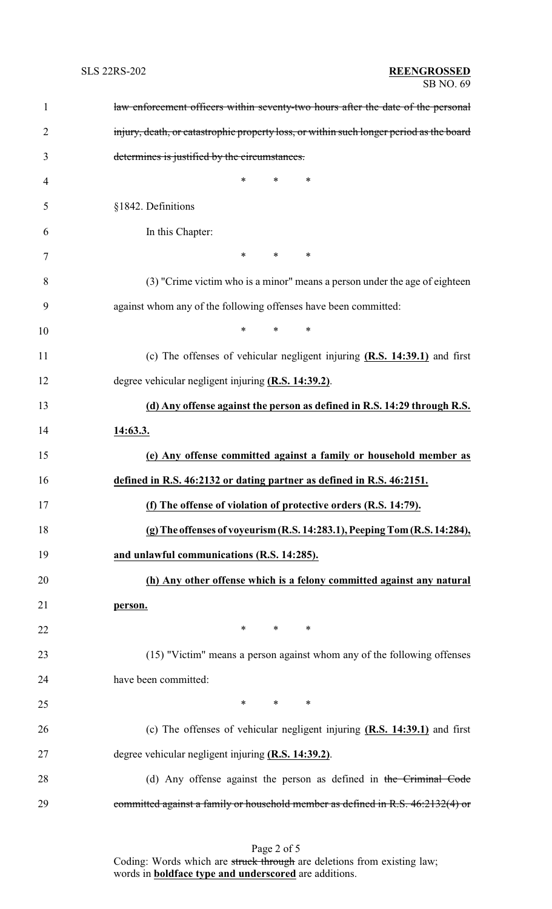~~law enforcement officers within seventy-two hours after the date of the personal injury, death, or catastrophic property loss, or within such longer period as the board determines is justified by the circumstances.~~

\* \* \*

§1842. Definitions

In this Chapter:

\* \* \*

(3) "Crime victim who is a minor" means a person under the age of eighteen against whom any of the following offenses have been committed:

\* \* \*

(c) The offenses of vehicular negligent injuring **(R.S. 14:39.1)** and first degree vehicular negligent injuring **(R.S. 14:39.2)**.

**(d) Any offense against the person as defined in R.S. 14:29 through R.S. 14:63.3.**

**(e) Any offense committed against a family or household member as defined in R.S. 46:2132 or dating partner as defined in R.S. 46:2151.**

**(f) The offense of violation of protective orders (R.S. 14:79).**

**(g) The offenses of voyeurism (R.S. 14:283.1), Peeping Tom (R.S. 14:284), and unlawful communications (R.S. 14:285).**

**(h) Any other offense which is a felony committed against any natural person.**

\* \* \*

(15) "Victim" means a person against whom any of the following offenses have been committed:

\* \* \*

(c) The offenses of vehicular negligent injuring **(R.S. 14:39.1)** and first degree vehicular negligent injuring **(R.S. 14:39.2)**.

(d) Any offense against the person as defined in ~~the Criminal Code committed against a family or household member as defined in R.S. 46:2132(4) or~~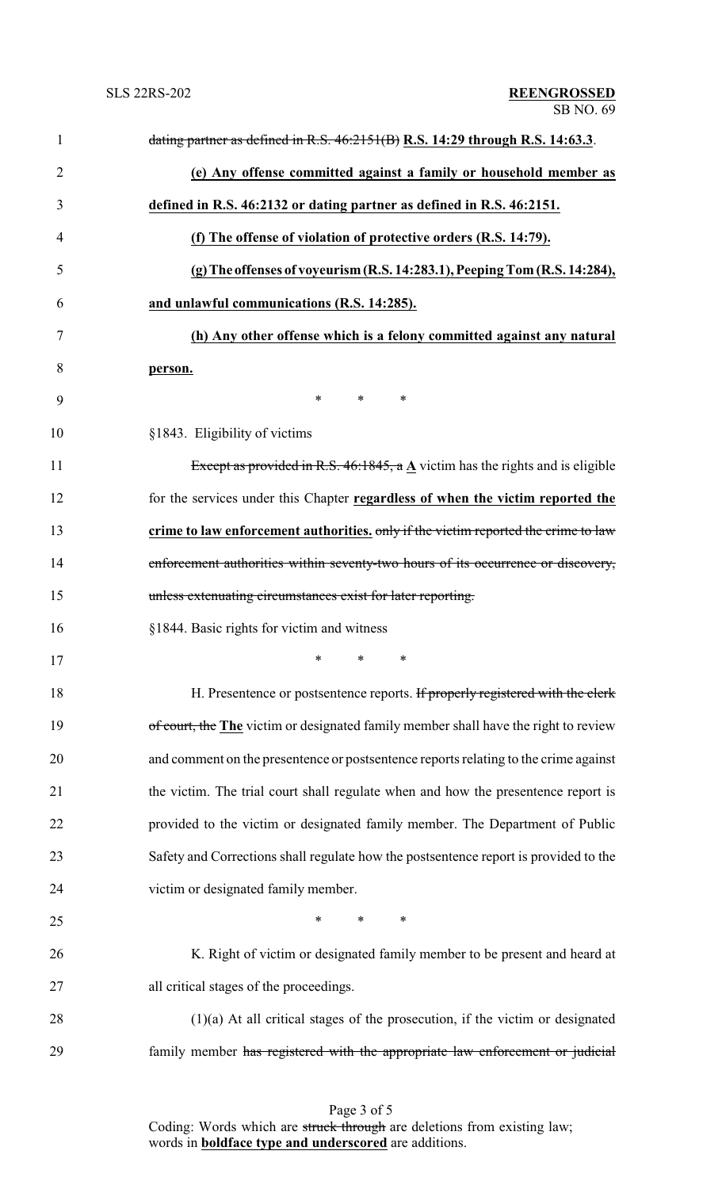dating partner as defined in R.S. 46:2151(B) **R.S. 14:29 through R.S. 14:63.3**.

**(e) Any offense committed against a family or household member as defined in R.S. 46:2132 or dating partner as defined in R.S. 46:2151.**

**(f) The offense of violation of protective orders (R.S. 14:79).**

**(g) The offenses of voyeurism (R.S. 14:283.1), Peeping Tom (R.S. 14:284), and unlawful communications (R.S. 14:285).**

**(h) Any other offense which is a felony committed against any natural person.**

\* \* \*

§1843. Eligibility of victims

~~Except as provided in R.S. 46:1845, a~~ **A** victim has the rights and is eligible for the services under this Chapter **regardless of when the victim reported the crime to law enforcement authorities.** ~~only if the victim reported the crime to law enforcement authorities within seventy-two hours of its occurrence or discovery, unless extenuating circumstances exist for later reporting.~~

§1844. Basic rights for victim and witness

\* \* \*

H. Presentence or postsentence reports. ~~If properly registered with the clerk of court, the~~ **The** victim or designated family member shall have the right to review and comment on the presentence or postsentence reports relating to the crime against the victim. The trial court shall regulate when and how the presentence report is provided to the victim or designated family member. The Department of Public Safety and Corrections shall regulate how the postsentence report is provided to the victim or designated family member.

\* \* \*

K. Right of victim or designated family member to be present and heard at all critical stages of the proceedings.

(1)(a) At all critical stages of the prosecution, if the victim or designated family member ~~has registered with the appropriate law enforcement or judicial~~

Coding: Words which are ~~struck through~~ are deletions from existing law; words in **boldface type and underscored** are additions.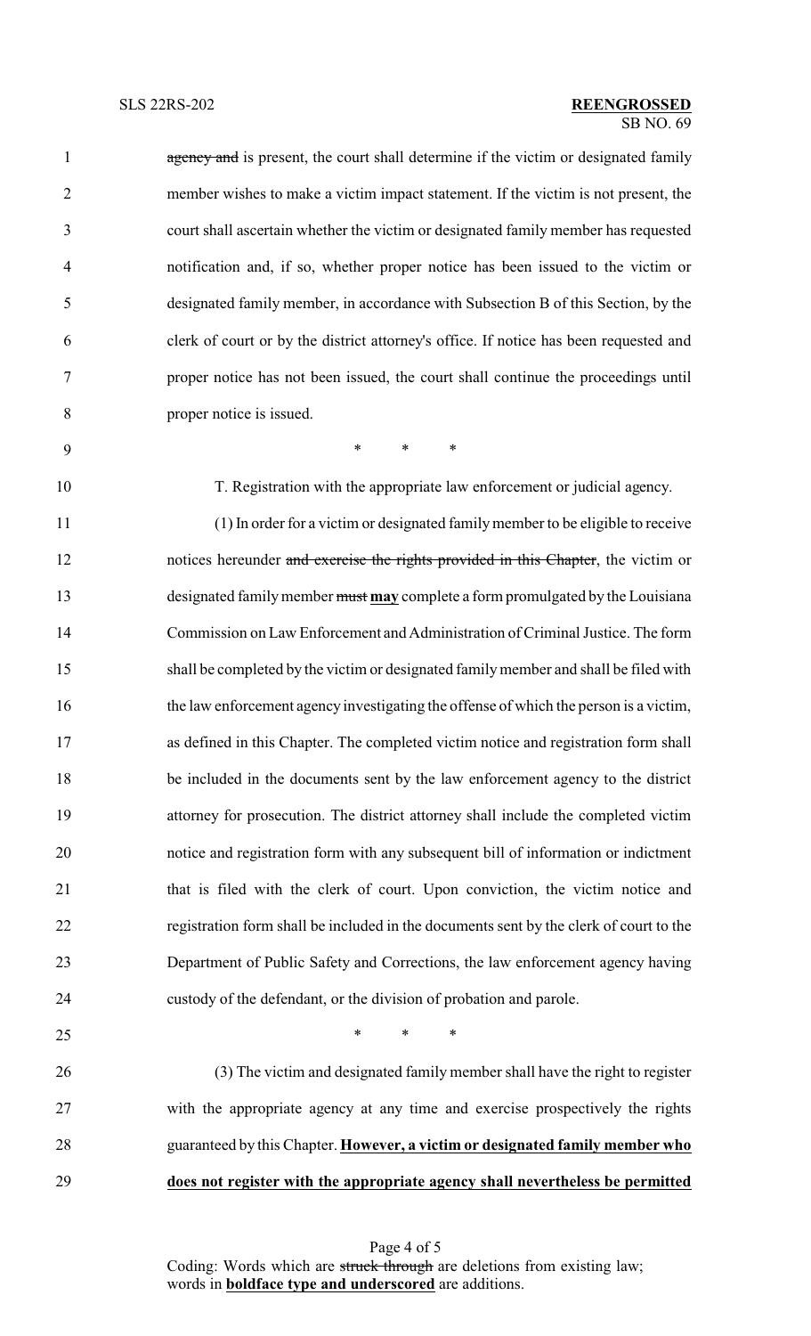~~agency and~~ is present, the court shall determine if the victim or designated family member wishes to make a victim impact statement. If the victim is not present, the court shall ascertain whether the victim or designated family member has requested notification and, if so, whether proper notice has been issued to the victim or designated family member, in accordance with Subsection B of this Section, by the clerk of court or by the district attorney's office. If notice has been requested and proper notice has not been issued, the court shall continue the proceedings until proper notice is issued.

\* \* \*

T. Registration with the appropriate law enforcement or judicial agency.

(1) In order for a victim or designated family member to be eligible to receive notices hereunder ~~and exercise the rights provided in this Chapter~~, the victim or designated family member ~~must~~ **<u>may</u>** complete a form promulgated by the Louisiana Commission on Law Enforcement and Administration of Criminal Justice. The form shall be completed by the victim or designated family member and shall be filed with the law enforcement agency investigating the offense of which the person is a victim, as defined in this Chapter. The completed victim notice and registration form shall be included in the documents sent by the law enforcement agency to the district attorney for prosecution. The district attorney shall include the completed victim notice and registration form with any subsequent bill of information or indictment that is filed with the clerk of court. Upon conviction, the victim notice and registration form shall be included in the documents sent by the clerk of court to the Department of Public Safety and Corrections, the law enforcement agency having custody of the defendant, or the division of probation and parole.

\* \* \*

(3) The victim and designated family member shall have the right to register with the appropriate agency at any time and exercise prospectively the rights guaranteed by this Chapter. **<u>However, a victim or designated family member who does not register with the appropriate agency shall nevertheless be permitted</u>**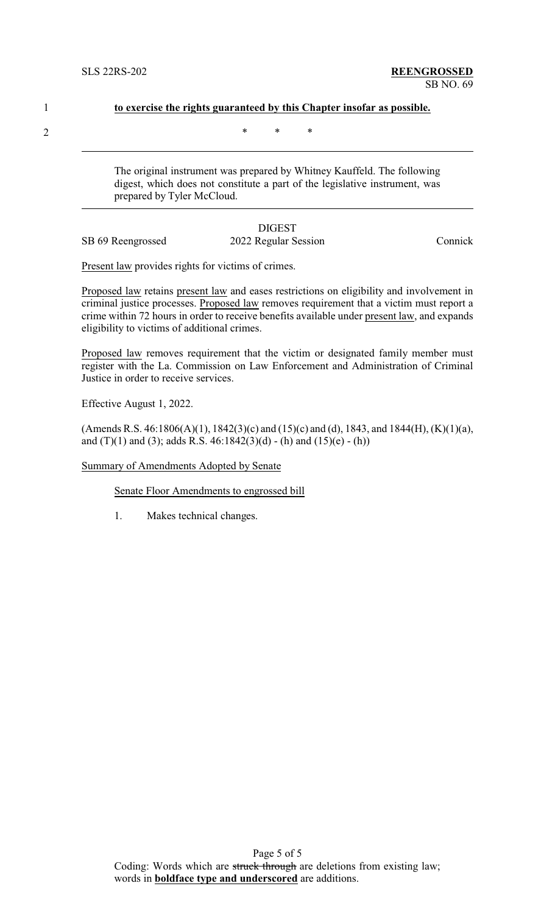**to exercise the rights guaranteed by this Chapter insofar as possible.**

\* \* \*

---

The original instrument was prepared by Whitney Kauffeld. The following digest, which does not constitute a part of the legislative instrument, was prepared by Tyler McCloud.

---

DIGEST

SB 69 Reengrossed — 2022 Regular Session — Connick

Present law provides rights for victims of crimes.

Proposed law retains present law and eases restrictions on eligibility and involvement in criminal justice processes. Proposed law removes requirement that a victim must report a crime within 72 hours in order to receive benefits available under present law, and expands eligibility to victims of additional crimes.

Proposed law removes requirement that the victim or designated family member must register with the La. Commission on Law Enforcement and Administration of Criminal Justice in order to receive services.

Effective August 1, 2022.

(Amends R.S. 46:1806(A)(1), 1842(3)(c) and (15)(c) and (d), 1843, and 1844(H), (K)(1)(a), and (T)(1) and (3); adds R.S. 46:1842(3)(d) - (h) and (15)(e) - (h))

Summary of Amendments Adopted by Senate

Senate Floor Amendments to engrossed bill

1. Makes technical changes.

Coding: Words which are ~~struck through~~ are deletions from existing law; words in **boldface type and underscored** are additions.